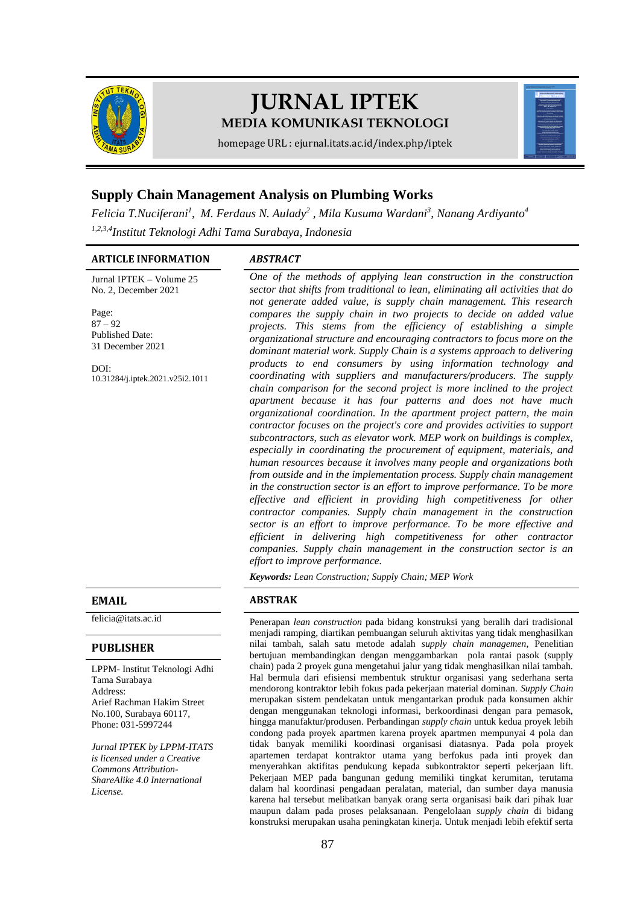# JURNAL IPTEK

**MEDIA KOMUNIKASI TEKNOLOGI**

homepage URL : ejurnal.itats.ac.id/index.php/iptek

## Supply Chain Management Analysis on Plumbing Works

*Felicia T.Nuciferani[1], M. Ferdaus N. Aulady[2], Mila Kusuma Wardani[3], Nanang Ardiyanto[4]*

*[1,2,3,4]Institut Teknologi Adhi Tama Surabaya, Indonesia*

**ARTICLE INFORMATION**

Jurnal IPTEK – Volume 25 No. 2, December 2021

Page:
87 – 92

Published Date:
31 December 2021

DOI:
10.31284/j.iptek.2021.v25i2.1011

**EMAIL**

felicia@itats.ac.id

**PUBLISHER**

LPPM- Institut Teknologi Adhi Tama Surabaya
Address:
Arief Rachman Hakim Street No.100, Surabaya 60117,
Phone: 031-5997244

*Jurnal IPTEK by LPPM-ITATS is licensed under a Creative Commons Attribution-ShareAlike 4.0 International License.*

### *ABSTRACT*

*One of the methods of applying lean construction in the construction sector that shifts from traditional to lean, eliminating all activities that do not generate added value, is supply chain management. This research compares the supply chain in two projects to decide on added value projects. This stems from the efficiency of establishing a simple organizational structure and encouraging contractors to focus more on the dominant material work. Supply Chain is a systems approach to delivering products to end consumers by using information technology and coordinating with suppliers and manufacturers/producers. The supply chain comparison for the second project is more inclined to the project apartment because it has four patterns and does not have much organizational coordination. In the apartment project pattern, the main contractor focuses on the project's core and provides activities to support subcontractors, such as elevator work. MEP work on buildings is complex, especially in coordinating the procurement of equipment, materials, and human resources because it involves many people and organizations both from outside and in the implementation process. Supply chain management in the construction sector is an effort to improve performance. To be more effective and efficient in providing high competitiveness for other contractor companies. Supply chain management in the construction sector is an effort to improve performance. To be more effective and efficient in delivering high competitiveness for other contractor companies. Supply chain management in the construction sector is an effort to improve performance.*

***Keywords:*** *Lean Construction; Supply Chain; MEP Work*

### ABSTRAK

Penerapan *lean construction* pada bidang konstruksi yang beralih dari tradisional menjadi ramping, diartikan pembuangan seluruh aktivitas yang tidak menghasilkan nilai tambah, salah satu metode adalah *supply chain managemen*, Penelitian bertujuan membandingkan dengan menggambarkan pola rantai pasok (supply chain) pada 2 proyek guna mengetahui jalur yang tidak menghasilkan nilai tambah. Hal bermula dari efisiensi membentuk struktur organisasi yang sederhana serta mendorong kontraktor lebih fokus pada pekerjaan material dominan. *Supply Chain* merupakan sistem pendekatan untuk mengantarkan produk pada konsumen akhir dengan menggunakan teknologi informasi, berkoordinasi dengan para pemasok, hingga manufaktur/produsen. Perbandingan *supply chain* untuk kedua proyek lebih condong pada proyek apartmen karena proyek apartmen mempunyai 4 pola dan tidak banyak memiliki koordinasi organisasi diatasnya. Pada pola proyek apartemen terdapat kontraktor utama yang berfokus pada inti proyek dan menyerahkan aktifitas pendukung kepada subkontraktor seperti pekerjaan lift. Pekerjaan MEP pada bangunan gedung memiliki tingkat kerumitan, terutama dalam hal koordinasi pengadaan peralatan, material, dan sumber daya manusia karena hal tersebut melibatkan banyak orang serta organisasi baik dari pihak luar maupun dalam pada proses pelaksanaan. Pengelolaan *supply chain* di bidang konstruksi merupakan usaha peningkatan kinerja. Untuk menjadi lebih efektif serta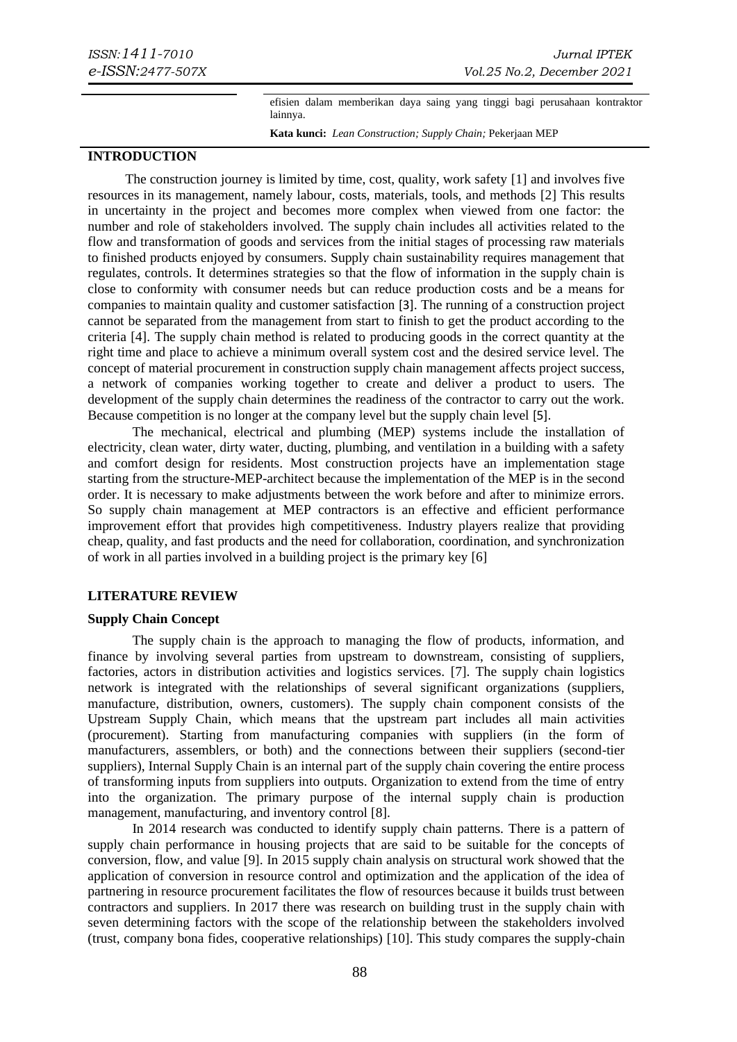efisien dalam memberikan daya saing yang tinggi bagi perusahaan kontraktor lainnya.

**Kata kunci:** *Lean Construction; Supply Chain;* Pekerjaan MEP

## INTRODUCTION

The construction journey is limited by time, cost, quality, work safety [1] and involves five resources in its management, namely labour, costs, materials, tools, and methods [2] This results in uncertainty in the project and becomes more complex when viewed from one factor: the number and role of stakeholders involved. The supply chain includes all activities related to the flow and transformation of goods and services from the initial stages of processing raw materials to finished products enjoyed by consumers. Supply chain sustainability requires management that regulates, controls. It determines strategies so that the flow of information in the supply chain is close to conformity with consumer needs but can reduce production costs and be a means for companies to maintain quality and customer satisfaction [3]. The running of a construction project cannot be separated from the management from start to finish to get the product according to the criteria [4]. The supply chain method is related to producing goods in the correct quantity at the right time and place to achieve a minimum overall system cost and the desired service level. The concept of material procurement in construction supply chain management affects project success, a network of companies working together to create and deliver a product to users. The development of the supply chain determines the readiness of the contractor to carry out the work. Because competition is no longer at the company level but the supply chain level [5].

The mechanical, electrical and plumbing (MEP) systems include the installation of electricity, clean water, dirty water, ducting, plumbing, and ventilation in a building with a safety and comfort design for residents. Most construction projects have an implementation stage starting from the structure-MEP-architect because the implementation of the MEP is in the second order. It is necessary to make adjustments between the work before and after to minimize errors. So supply chain management at MEP contractors is an effective and efficient performance improvement effort that provides high competitiveness. Industry players realize that providing cheap, quality, and fast products and the need for collaboration, coordination, and synchronization of work in all parties involved in a building project is the primary key [6]

## LITERATURE REVIEW

### Supply Chain Concept

The supply chain is the approach to managing the flow of products, information, and finance by involving several parties from upstream to downstream, consisting of suppliers, factories, actors in distribution activities and logistics services. [7]. The supply chain logistics network is integrated with the relationships of several significant organizations (suppliers, manufacture, distribution, owners, customers). The supply chain component consists of the Upstream Supply Chain, which means that the upstream part includes all main activities (procurement). Starting from manufacturing companies with suppliers (in the form of manufacturers, assemblers, or both) and the connections between their suppliers (second-tier suppliers), Internal Supply Chain is an internal part of the supply chain covering the entire process of transforming inputs from suppliers into outputs. Organization to extend from the time of entry into the organization. The primary purpose of the internal supply chain is production management, manufacturing, and inventory control [8].

In 2014 research was conducted to identify supply chain patterns. There is a pattern of supply chain performance in housing projects that are said to be suitable for the concepts of conversion, flow, and value [9]. In 2015 supply chain analysis on structural work showed that the application of conversion in resource control and optimization and the application of the idea of partnering in resource procurement facilitates the flow of resources because it builds trust between contractors and suppliers. In 2017 there was research on building trust in the supply chain with seven determining factors with the scope of the relationship between the stakeholders involved (trust, company bona fides, cooperative relationships) [10]. This study compares the supply-chain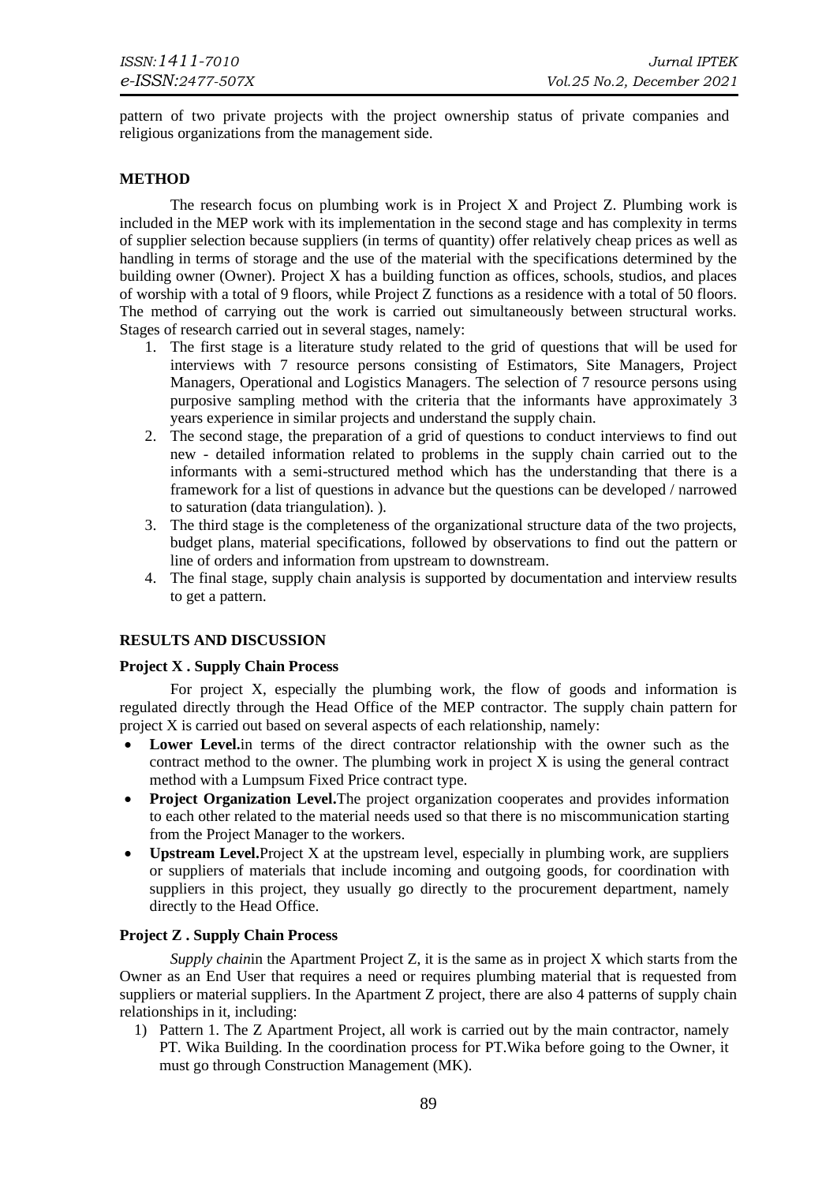pattern of two private projects with the project ownership status of private companies and religious organizations from the management side.

## METHOD

The research focus on plumbing work is in Project X and Project Z. Plumbing work is included in the MEP work with its implementation in the second stage and has complexity in terms of supplier selection because suppliers (in terms of quantity) offer relatively cheap prices as well as handling in terms of storage and the use of the material with the specifications determined by the building owner (Owner). Project X has a building function as offices, schools, studios, and places of worship with a total of 9 floors, while Project Z functions as a residence with a total of 50 floors. The method of carrying out the work is carried out simultaneously between structural works. Stages of research carried out in several stages, namely:

1. The first stage is a literature study related to the grid of questions that will be used for interviews with 7 resource persons consisting of Estimators, Site Managers, Project Managers, Operational and Logistics Managers. The selection of 7 resource persons using purposive sampling method with the criteria that the informants have approximately 3 years experience in similar projects and understand the supply chain.
2. The second stage, the preparation of a grid of questions to conduct interviews to find out new - detailed information related to problems in the supply chain carried out to the informants with a semi-structured method which has the understanding that there is a framework for a list of questions in advance but the questions can be developed / narrowed to saturation (data triangulation). ).
3. The third stage is the completeness of the organizational structure data of the two projects, budget plans, material specifications, followed by observations to find out the pattern or line of orders and information from upstream to downstream.
4. The final stage, supply chain analysis is supported by documentation and interview results to get a pattern.

## RESULTS AND DISCUSSION

### Project X . Supply Chain Process

For project X, especially the plumbing work, the flow of goods and information is regulated directly through the Head Office of the MEP contractor. The supply chain pattern for project X is carried out based on several aspects of each relationship, namely:

- **Lower Level.**in terms of the direct contractor relationship with the owner such as the contract method to the owner. The plumbing work in project X is using the general contract method with a Lumpsum Fixed Price contract type.
- **Project Organization Level.**The project organization cooperates and provides information to each other related to the material needs used so that there is no miscommunication starting from the Project Manager to the workers.
- **Upstream Level.**Project X at the upstream level, especially in plumbing work, are suppliers or suppliers of materials that include incoming and outgoing goods, for coordination with suppliers in this project, they usually go directly to the procurement department, namely directly to the Head Office.

### Project Z . Supply Chain Process

*Supply chain*in the Apartment Project Z, it is the same as in project X which starts from the Owner as an End User that requires a need or requires plumbing material that is requested from suppliers or material suppliers. In the Apartment Z project, there are also 4 patterns of supply chain relationships in it, including:

1) Pattern 1. The Z Apartment Project, all work is carried out by the main contractor, namely PT. Wika Building. In the coordination process for PT.Wika before going to the Owner, it must go through Construction Management (MK).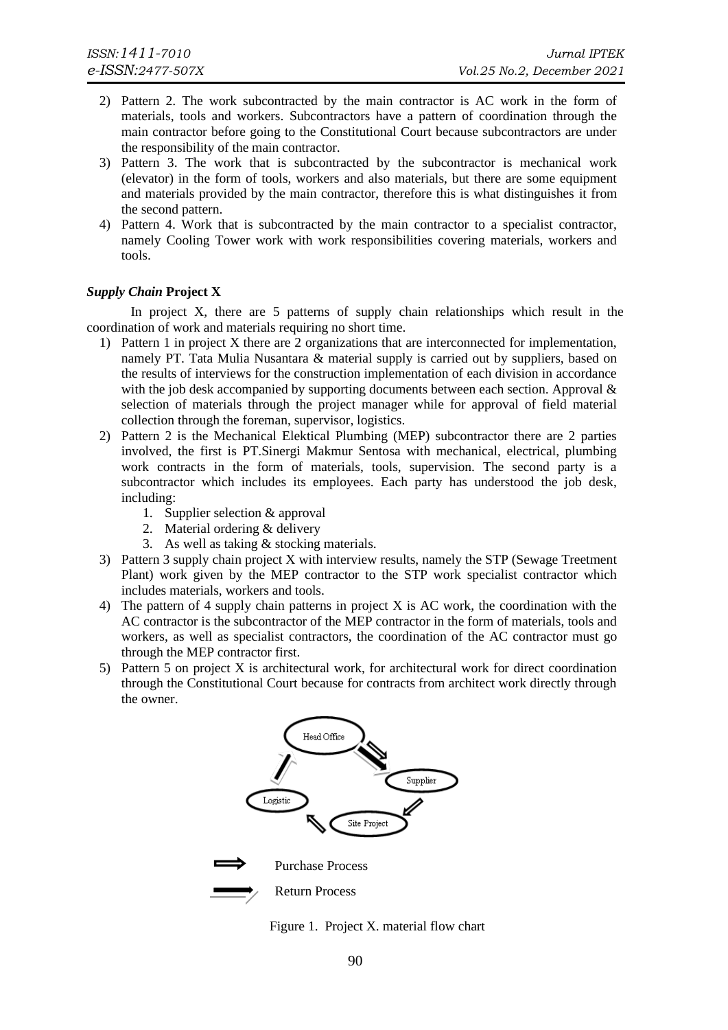2) Pattern 2. The work subcontracted by the main contractor is AC work in the form of materials, tools and workers. Subcontractors have a pattern of coordination through the main contractor before going to the Constitutional Court because subcontractors are under the responsibility of the main contractor.
3) Pattern 3. The work that is subcontracted by the subcontractor is mechanical work (elevator) in the form of tools, workers and also materials, but there are some equipment and materials provided by the main contractor, therefore this is what distinguishes it from the second pattern.
4) Pattern 4. Work that is subcontracted by the main contractor to a specialist contractor, namely Cooling Tower work with work responsibilities covering materials, workers and tools.

### *Supply Chain* Project X

In project X, there are 5 patterns of supply chain relationships which result in the coordination of work and materials requiring no short time.

1) Pattern 1 in project X there are 2 organizations that are interconnected for implementation, namely PT. Tata Mulia Nusantara & material supply is carried out by suppliers, based on the results of interviews for the construction implementation of each division in accordance with the job desk accompanied by supporting documents between each section. Approval & selection of materials through the project manager while for approval of field material collection through the foreman, supervisor, logistics.
2) Pattern 2 is the Mechanical Elektical Plumbing (MEP) subcontractor there are 2 parties involved, the first is PT.Sinergi Makmur Sentosa with mechanical, electrical, plumbing work contracts in the form of materials, tools, supervision. The second party is a subcontractor which includes its employees. Each party has understood the job desk, including:
    1. Supplier selection & approval
    2. Material ordering & delivery
    3. As well as taking & stocking materials.
3) Pattern 3 supply chain project X with interview results, namely the STP (Sewage Treetment Plant) work given by the MEP contractor to the STP work specialist contractor which includes materials, workers and tools.
4) The pattern of 4 supply chain patterns in project X is AC work, the coordination with the AC contractor is the subcontractor of the MEP contractor in the form of materials, tools and workers, as well as specialist contractors, the coordination of the AC contractor must go through the MEP contractor first.
5) Pattern 5 on project X is architectural work, for architectural work for direct coordination through the Constitutional Court because for contracts from architect work directly through the owner.

Head Office → Supplier → Site Project → Logistic → Head Office

Purchase Process

Return Process

Figure 1. Project X. material flow chart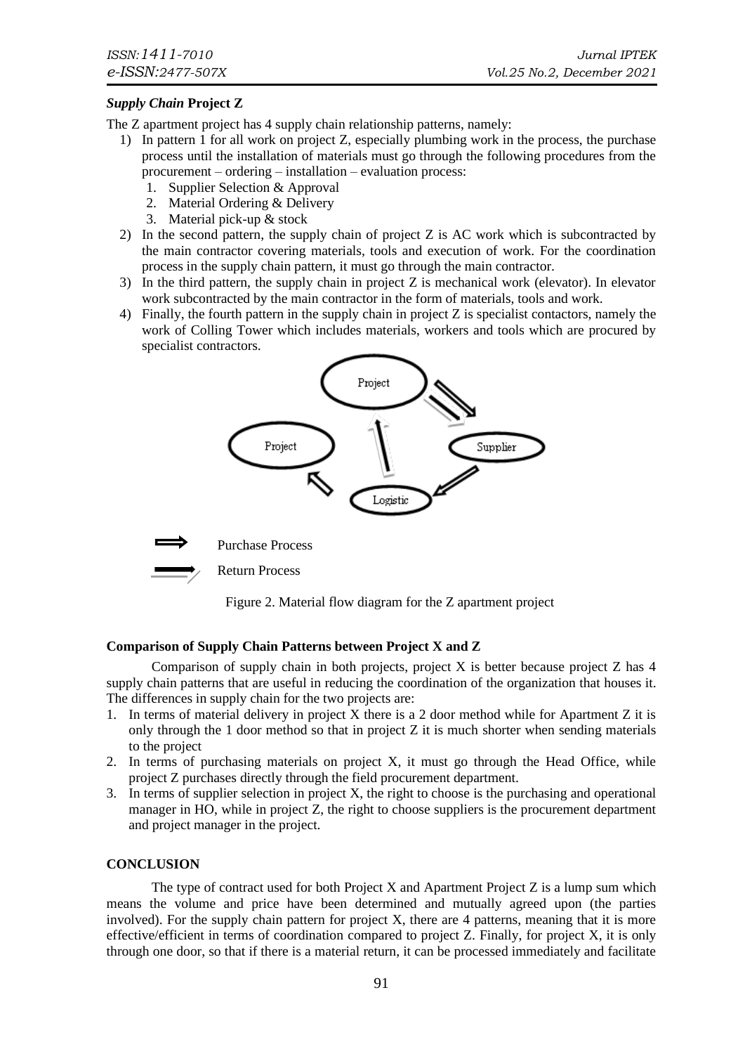***Supply Chain* Project Z**

The Z apartment project has 4 supply chain relationship patterns, namely:

1) In pattern 1 for all work on project Z, especially plumbing work in the process, the purchase process until the installation of materials must go through the following procedures from the procurement – ordering – installation – evaluation process:
   1. Supplier Selection & Approval
   2. Material Ordering & Delivery
   3. Material pick-up & stock
2) In the second pattern, the supply chain of project Z is AC work which is subcontracted by the main contractor covering materials, tools and execution of work. For the coordination process in the supply chain pattern, it must go through the main contractor.
3) In the third pattern, the supply chain in project Z is mechanical work (elevator). In elevator work subcontracted by the main contractor in the form of materials, tools and work.
4) Finally, the fourth pattern in the supply chain in project Z is specialist contactors, namely the work of Colling Tower which includes materials, workers and tools which are procured by specialist contractors.

Project

Project

Supplier

Logistic

Purchase Process

Return Process

Figure 2. Material flow diagram for the Z apartment project

**Comparison of Supply Chain Patterns between Project X and Z**

Comparison of supply chain in both projects, project X is better because project Z has 4 supply chain patterns that are useful in reducing the coordination of the organization that houses it. The differences in supply chain for the two projects are:

1. In terms of material delivery in project X there is a 2 door method while for Apartment Z it is only through the 1 door method so that in project Z it is much shorter when sending materials to the project
2. In terms of purchasing materials on project X, it must go through the Head Office, while project Z purchases directly through the field procurement department.
3. In terms of supplier selection in project X, the right to choose is the purchasing and operational manager in HO, while in project Z, the right to choose suppliers is the procurement department and project manager in the project.

## CONCLUSION

The type of contract used for both Project X and Apartment Project Z is a lump sum which means the volume and price have been determined and mutually agreed upon (the parties involved). For the supply chain pattern for project X, there are 4 patterns, meaning that it is more effective/efficient in terms of coordination compared to project Z. Finally, for project X, it is only through one door, so that if there is a material return, it can be processed immediately and facilitate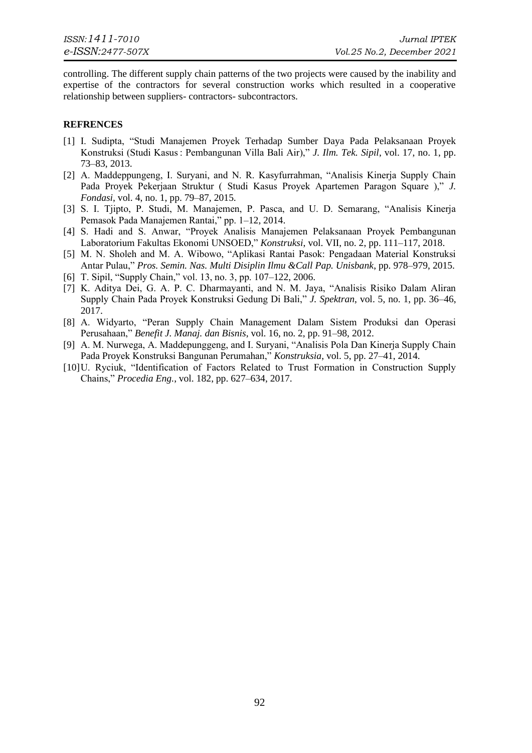controlling. The different supply chain patterns of the two projects were caused by the inability and expertise of the contractors for several construction works which resulted in a cooperative relationship between suppliers- contractors- subcontractors.

## REFRENCES

[1] I. Sudipta, "Studi Manajemen Proyek Terhadap Sumber Daya Pada Pelaksanaan Proyek Konstruksi (Studi Kasus : Pembangunan Villa Bali Air)," *J. Ilm. Tek. Sipil*, vol. 17, no. 1, pp. 73–83, 2013.

[2] A. Maddeppungeng, I. Suryani, and N. R. Kasyfurrahman, "Analisis Kinerja Supply Chain Pada Proyek Pekerjaan Struktur ( Studi Kasus Proyek Apartemen Paragon Square )," *J. Fondasi*, vol. 4, no. 1, pp. 79–87, 2015.

[3] S. I. Tjipto, P. Studi, M. Manajemen, P. Pasca, and U. D. Semarang, "Analisis Kinerja Pemasok Pada Manajemen Rantai," pp. 1–12, 2014.

[4] S. Hadi and S. Anwar, "Proyek Analisis Manajemen Pelaksanaan Proyek Pembangunan Laboratorium Fakultas Ekonomi UNSOED," *Konstruksi*, vol. VII, no. 2, pp. 111–117, 2018.

[5] M. N. Sholeh and M. A. Wibowo, "Aplikasi Rantai Pasok: Pengadaan Material Konstruksi Antar Pulau," *Pros. Semin. Nas. Multi Disiplin Ilmu &Call Pap. Unisbank*, pp. 978–979, 2015.

[6] T. Sipil, "Supply Chain," vol. 13, no. 3, pp. 107–122, 2006.

[7] K. Aditya Dei, G. A. P. C. Dharmayanti, and N. M. Jaya, "Analisis Risiko Dalam Aliran Supply Chain Pada Proyek Konstruksi Gedung Di Bali," *J. Spektran*, vol. 5, no. 1, pp. 36–46, 2017.

[8] A. Widyarto, "Peran Supply Chain Management Dalam Sistem Produksi dan Operasi Perusahaan," *Benefit J. Manaj. dan Bisnis*, vol. 16, no. 2, pp. 91–98, 2012.

[9] A. M. Nurwega, A. Maddepunggeng, and I. Suryani, "Analisis Pola Dan Kinerja Supply Chain Pada Proyek Konstruksi Bangunan Perumahan," *Konstruksia*, vol. 5, pp. 27–41, 2014.

[10] U. Ryciuk, "Identification of Factors Related to Trust Formation in Construction Supply Chains," *Procedia Eng.*, vol. 182, pp. 627–634, 2017.